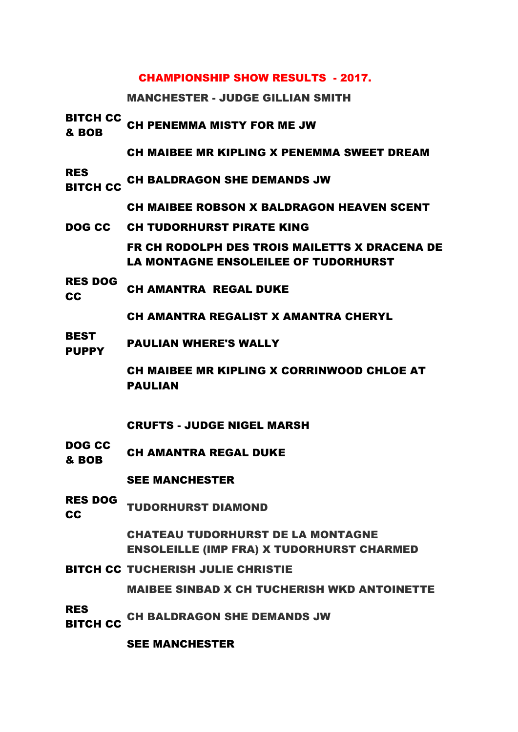# CHAMPIONSHIP SHOW RESULTS - 2017.

## MANCHESTER - JUDGE GILLIAN SMITH

| | |
|---|---|
| **BITCH CC & BOB** | **CH PENEMMA MISTY FOR ME JW** |
| | **CH MAIBEE MR KIPLING X PENEMMA SWEET DREAM** |
| **RES BITCH CC** | **CH BALDRAGON SHE DEMANDS JW** |
| | **CH MAIBEE ROBSON X BALDRAGON HEAVEN SCENT** |
| **DOG CC** | **CH TUDORHURST PIRATE KING** |
| | **FR CH RODOLPH DES TROIS MAILETTS X DRACENA DE LA MONTAGNE ENSOLEILEE OF TUDORHURST** |
| **RES DOG CC** | **CH AMANTRA REGAL DUKE** |
| | **CH AMANTRA REGALIST X AMANTRA CHERYL** |
| **BEST PUPPY** | **PAULIAN WHERE'S WALLY** |
| | **CH MAIBEE MR KIPLING X CORRINWOOD CHLOE AT PAULIAN** |

## CRUFTS - JUDGE NIGEL MARSH

| | |
|---|---|
| **DOG CC & BOB** | **CH AMANTRA REGAL DUKE** |
| | **SEE MANCHESTER** |
| **RES DOG CC** | **TUDORHURST DIAMOND** |
| | **CHATEAU TUDORHURST DE LA MONTAGNE ENSOLEILLE (IMP FRA) X TUDORHURST CHARMED** |
| **BITCH CC** | **TUCHERISH JULIE CHRISTIE** |
| | **MAIBEE SINBAD X CH TUCHERISH WKD ANTOINETTE** |
| **RES BITCH CC** | **CH BALDRAGON SHE DEMANDS JW** |
| | **SEE MANCHESTER** |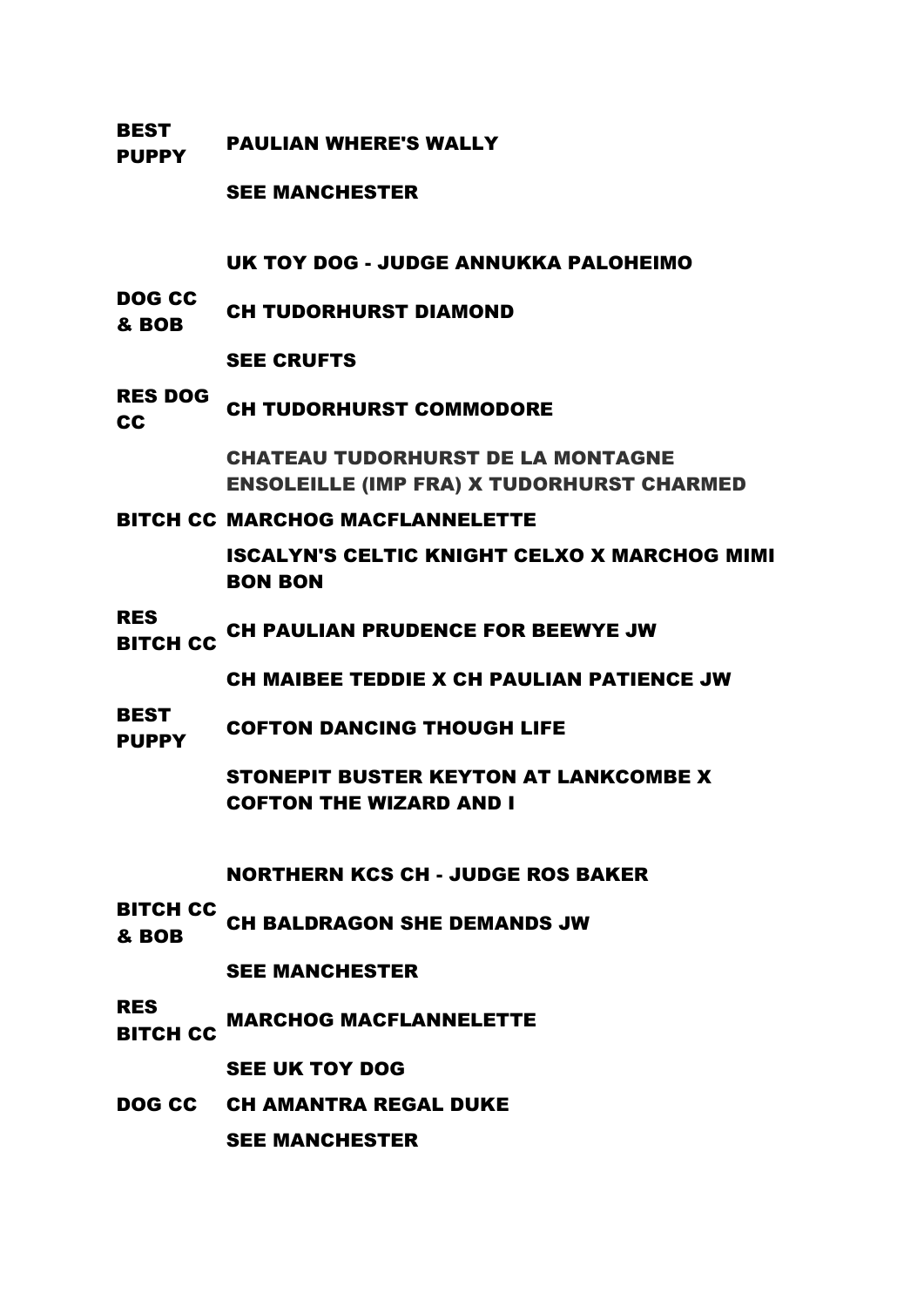| | |
|---|---|
| **BEST PUPPY** | **PAULIAN WHERE'S WALLY** |
| | **SEE MANCHESTER** |

## UK TOY DOG - JUDGE ANNUKKA PALOHEIMO

| | |
|---|---|
| **DOG CC & BOB** | **CH TUDORHURST DIAMOND** |
| | **SEE CRUFTS** |
| **RES DOG CC** | **CH TUDORHURST COMMODORE** |
| | **CHATEAU TUDORHURST DE LA MONTAGNE ENSOLEILLE (IMP FRA) X TUDORHURST CHARMED** |
| **BITCH CC** | **MARCHOG MACFLANNELETTE** |
| | **ISCALYN'S CELTIC KNIGHT CELXO X MARCHOG MIMI BON BON** |
| **RES BITCH CC** | **CH PAULIAN PRUDENCE FOR BEEWYE JW** |
| | **CH MAIBEE TEDDIE X CH PAULIAN PATIENCE JW** |
| **BEST PUPPY** | **COFTON DANCING THOUGH LIFE** |
| | **STONEPIT BUSTER KEYTON AT LANKCOMBE X COFTON THE WIZARD AND I** |

## NORTHERN KCS CH - JUDGE ROS BAKER

| | |
|---|---|
| **BITCH CC & BOB** | **CH BALDRAGON SHE DEMANDS JW** |
| | **SEE MANCHESTER** |
| **RES BITCH CC** | **MARCHOG MACFLANNELETTE** |
| | **SEE UK TOY DOG** |
| **DOG CC** | **CH AMANTRA REGAL DUKE** |
| | **SEE MANCHESTER** |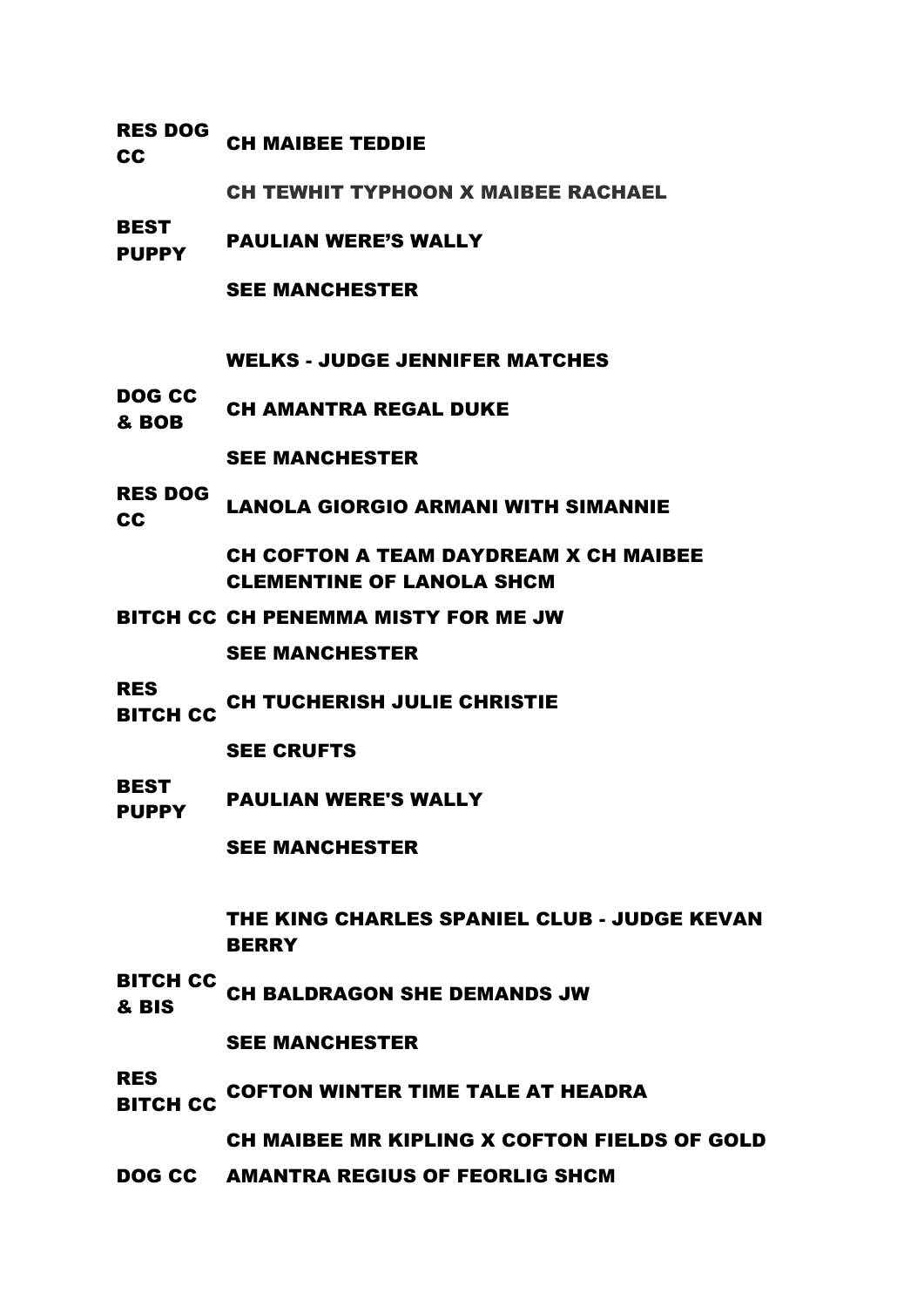| | |
|---|---|
| **RES DOG CC** | **CH MAIBEE TEDDIE** |
| | **CH TEWHIT TYPHOON X MAIBEE RACHAEL** |
| **BEST PUPPY** | **PAULIAN WERE'S WALLY** |
| | **SEE MANCHESTER** |

**WELKS - JUDGE JENNIFER MATCHES**

| | |
|---|---|
| **DOG CC & BOB** | **CH AMANTRA REGAL DUKE** |
| | **SEE MANCHESTER** |
| **RES DOG CC** | **LANOLA GIORGIO ARMANI WITH SIMANNIE** |
| | **CH COFTON A TEAM DAYDREAM X CH MAIBEE CLEMENTINE OF LANOLA SHCM** |
| **BITCH CC** | **CH PENEMMA MISTY FOR ME JW** |
| | **SEE MANCHESTER** |
| **RES BITCH CC** | **CH TUCHERISH JULIE CHRISTIE** |
| | **SEE CRUFTS** |
| **BEST PUPPY** | **PAULIAN WERE'S WALLY** |
| | **SEE MANCHESTER** |

**THE KING CHARLES SPANIEL CLUB - JUDGE KEVAN BERRY**

| | |
|---|---|
| **BITCH CC & BIS** | **CH BALDRAGON SHE DEMANDS JW** |
| | **SEE MANCHESTER** |
| **RES BITCH CC** | **COFTON WINTER TIME TALE AT HEADRA** |
| | **CH MAIBEE MR KIPLING X COFTON FIELDS OF GOLD** |
| **DOG CC** | **AMANTRA REGIUS OF FEORLIG SHCM** |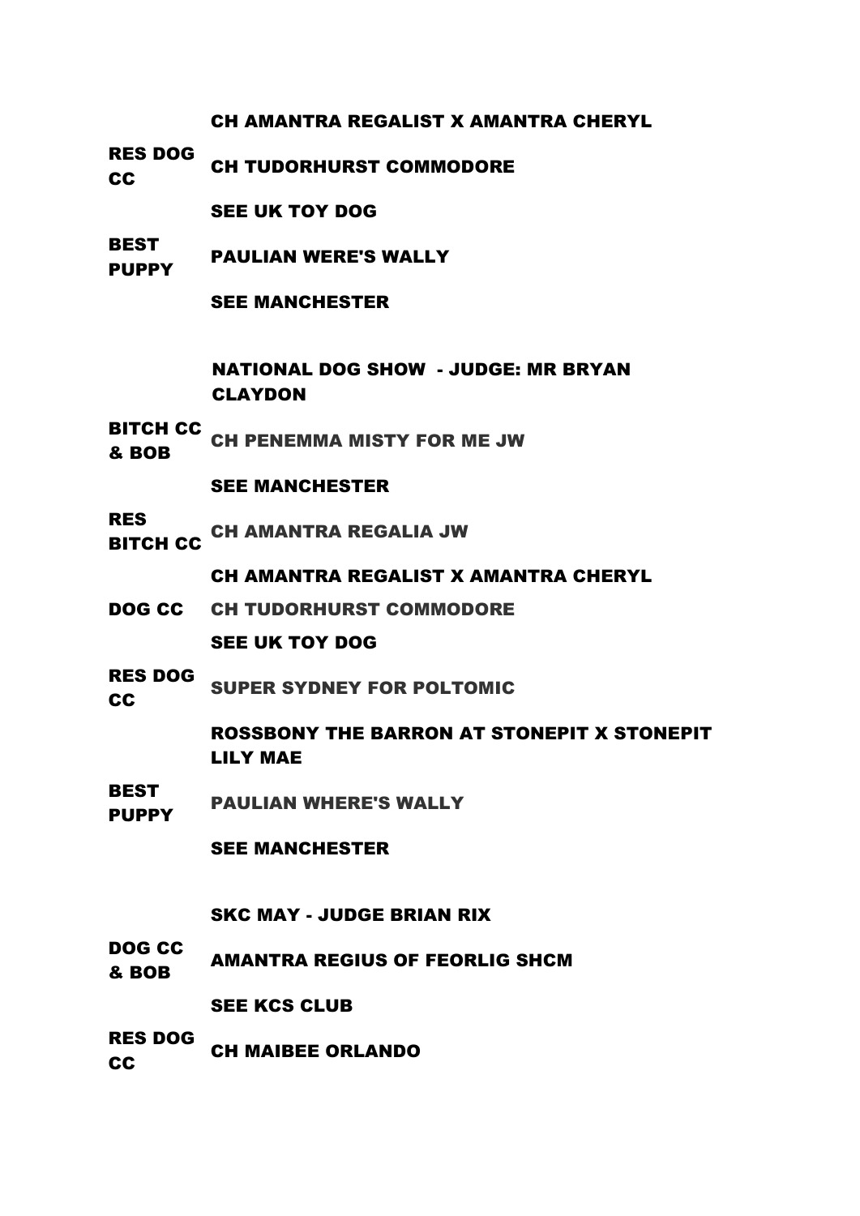| | |
|---|---|
| | CH AMANTRA REGALIST X AMANTRA CHERYL |
| RES DOG CC | CH TUDORHURST COMMODORE |
| | SEE UK TOY DOG |
| BEST PUPPY | PAULIAN WERE'S WALLY |
| | SEE MANCHESTER |

**NATIONAL DOG SHOW - JUDGE: MR BRYAN CLAYDON**

| | |
|---|---|
| BITCH CC & BOB | CH PENEMMA MISTY FOR ME JW |
| | SEE MANCHESTER |
| RES BITCH CC | CH AMANTRA REGALIA JW |
| | CH AMANTRA REGALIST X AMANTRA CHERYL |
| DOG CC | CH TUDORHURST COMMODORE |
| | SEE UK TOY DOG |
| RES DOG CC | SUPER SYDNEY FOR POLTOMIC |
| | ROSSBONY THE BARRON AT STONEPIT X STONEPIT LILY MAE |
| BEST PUPPY | PAULIAN WHERE'S WALLY |
| | SEE MANCHESTER |

**SKC MAY - JUDGE BRIAN RIX**

| | |
|---|---|
| DOG CC & BOB | AMANTRA REGIUS OF FEORLIG SHCM |
| | SEE KCS CLUB |
| RES DOG CC | CH MAIBEE ORLANDO |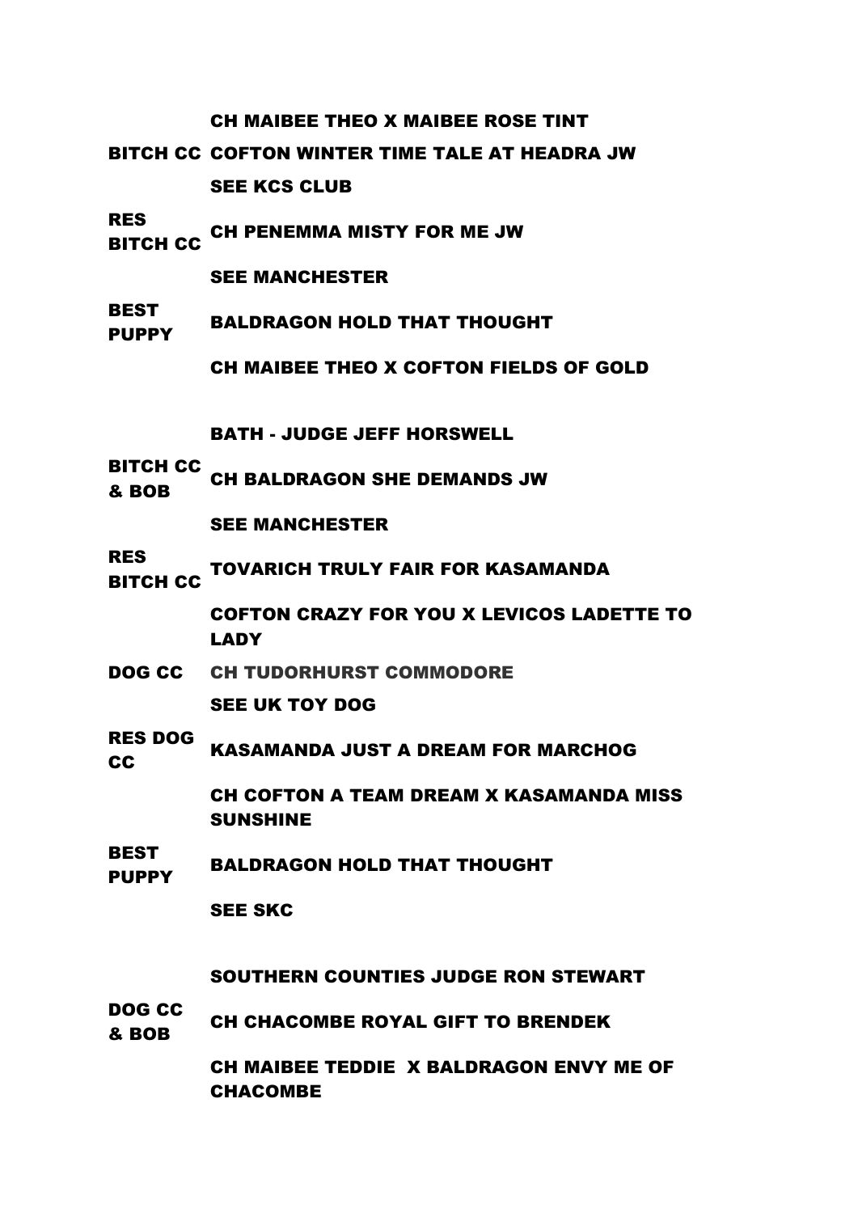| | |
|---|---|
| | CH MAIBEE THEO X MAIBEE ROSE TINT |
| BITCH CC | COFTON WINTER TIME TALE AT HEADRA JW |
| | SEE KCS CLUB |
| RES BITCH CC | CH PENEMMA MISTY FOR ME JW |
| | SEE MANCHESTER |
| BEST PUPPY | BALDRAGON HOLD THAT THOUGHT |
| | CH MAIBEE THEO X COFTON FIELDS OF GOLD |

| | |
|---|---|
| | BATH - JUDGE JEFF HORSWELL |
| BITCH CC & BOB | CH BALDRAGON SHE DEMANDS JW |
| | SEE MANCHESTER |
| RES BITCH CC | TOVARICH TRULY FAIR FOR KASAMANDA |
| | COFTON CRAZY FOR YOU X LEVICOS LADETTE TO LADY |
| DOG CC | CH TUDORHURST COMMODORE |
| | SEE UK TOY DOG |
| RES DOG CC | KASAMANDA JUST A DREAM FOR MARCHOG |
| | CH COFTON A TEAM DREAM X KASAMANDA MISS SUNSHINE |
| BEST PUPPY | BALDRAGON HOLD THAT THOUGHT |
| | SEE SKC |

| | |
|---|---|
| | SOUTHERN COUNTIES JUDGE RON STEWART |
| DOG CC & BOB | CH CHACOMBE ROYAL GIFT TO BRENDEK |
| | CH MAIBEE TEDDIE X BALDRAGON ENVY ME OF CHACOMBE |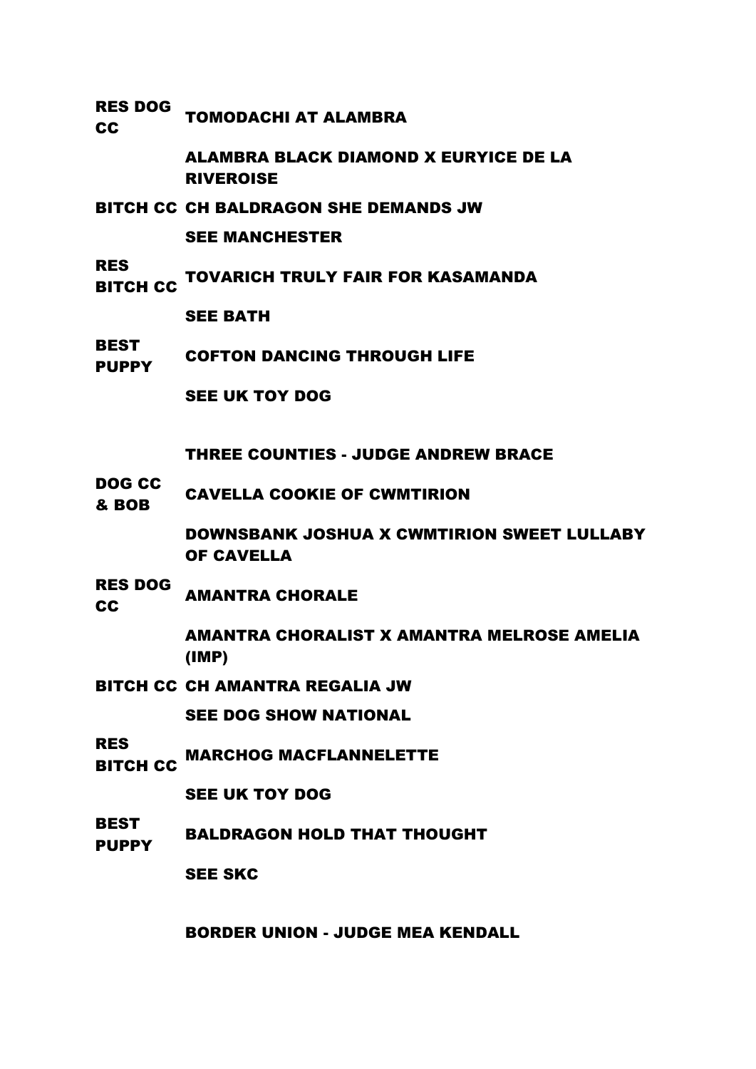| | |
|---|---|
| **RES DOG CC** | **TOMODACHI AT ALAMBRA** |
| | **ALAMBRA BLACK DIAMOND X EURYICE DE LA RIVEROISE** |
| **BITCH CC** | **CH BALDRAGON SHE DEMANDS JW** |
| | **SEE MANCHESTER** |
| **RES BITCH CC** | **TOVARICH TRULY FAIR FOR KASAMANDA** |
| | **SEE BATH** |
| **BEST PUPPY** | **COFTON DANCING THROUGH LIFE** |
| | **SEE UK TOY DOG** |

**THREE COUNTIES - JUDGE ANDREW BRACE**

| | |
|---|---|
| **DOG CC & BOB** | **CAVELLA COOKIE OF CWMTIRION** |
| | **DOWNSBANK JOSHUA X CWMTIRION SWEET LULLABY OF CAVELLA** |
| **RES DOG CC** | **AMANTRA CHORALE** |
| | **AMANTRA CHORALIST X AMANTRA MELROSE AMELIA (IMP)** |
| **BITCH CC** | **CH AMANTRA REGALIA JW** |
| | **SEE DOG SHOW NATIONAL** |
| **RES BITCH CC** | **MARCHOG MACFLANNELETTE** |
| | **SEE UK TOY DOG** |
| **BEST PUPPY** | **BALDRAGON HOLD THAT THOUGHT** |
| | **SEE SKC** |

**BORDER UNION - JUDGE MEA KENDALL**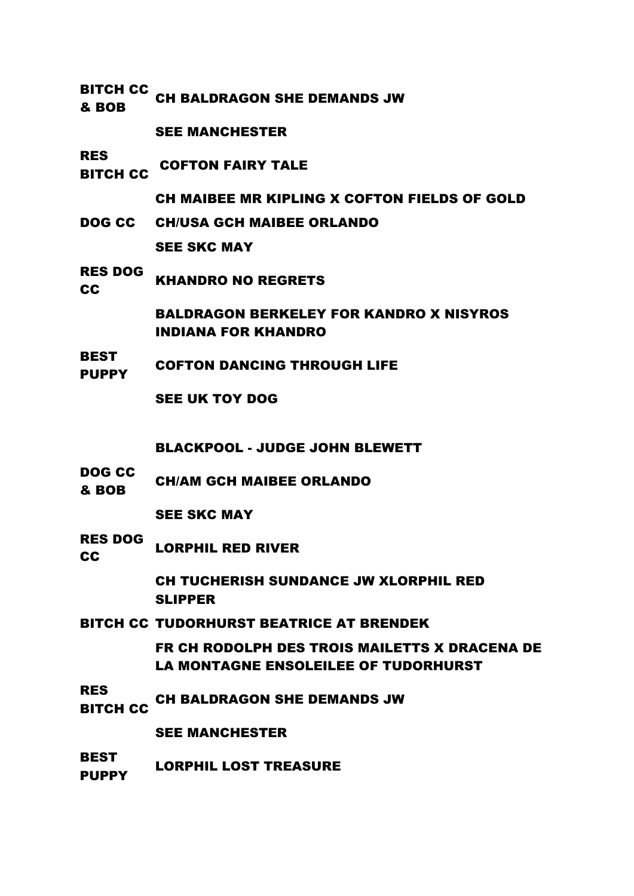| | |
|---|---|
| **BITCH CC & BOB** | **CH BALDRAGON SHE DEMANDS JW** |
| | **SEE MANCHESTER** |
| **RES BITCH CC** | **COFTON FAIRY TALE** |
| | **CH MAIBEE MR KIPLING X COFTON FIELDS OF GOLD** |
| **DOG CC** | **CH/USA GCH MAIBEE ORLANDO** |
| | **SEE SKC MAY** |
| **RES DOG CC** | **KHANDRO NO REGRETS** |
| | **BALDRAGON BERKELEY FOR KANDRO X NISYROS INDIANA FOR KHANDRO** |
| **BEST PUPPY** | **COFTON DANCING THROUGH LIFE** |
| | **SEE UK TOY DOG** |

## BLACKPOOL - JUDGE JOHN BLEWETT

| | |
|---|---|
| **DOG CC & BOB** | **CH/AM GCH MAIBEE ORLANDO** |
| | **SEE SKC MAY** |
| **RES DOG CC** | **LORPHIL RED RIVER** |
| | **CH TUCHERISH SUNDANCE JW XLORPHIL RED SLIPPER** |
| **BITCH CC** | **TUDORHURST BEATRICE AT BRENDEK** |
| | **FR CH RODOLPH DES TROIS MAILETTS X DRACENA DE LA MONTAGNE ENSOLEILEE OF TUDORHURST** |
| **RES BITCH CC** | **CH BALDRAGON SHE DEMANDS JW** |
| | **SEE MANCHESTER** |
| **BEST PUPPY** | **LORPHIL LOST TREASURE** |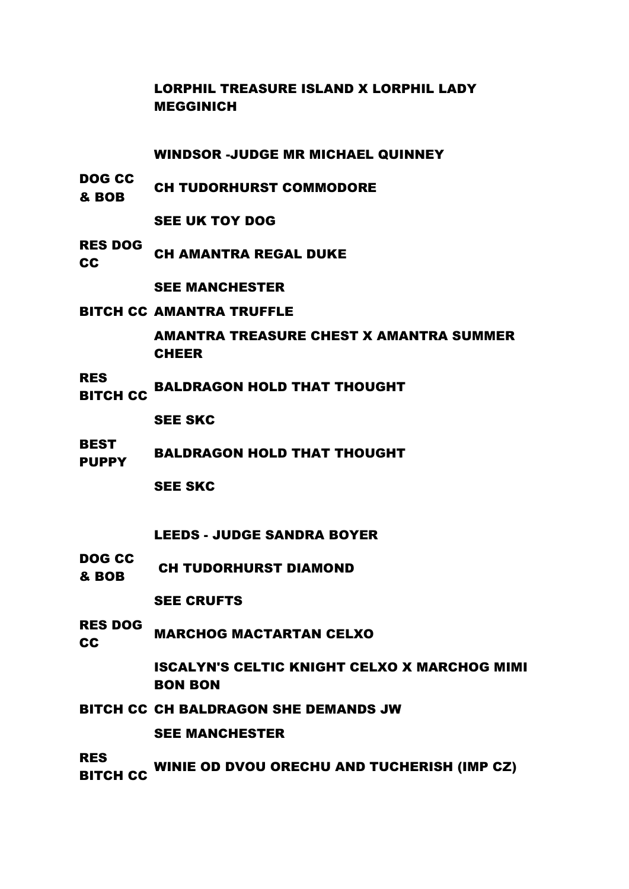LORPHIL TREASURE ISLAND X LORPHIL LADY MEGGINICH

**WINDSOR -JUDGE MR MICHAEL QUINNEY**

| | |
|---|---|
| DOG CC & BOB | CH TUDORHURST COMMODORE |
| | SEE UK TOY DOG |
| RES DOG CC | CH AMANTRA REGAL DUKE |
| | SEE MANCHESTER |
| BITCH CC | AMANTRA TRUFFLE |
| | AMANTRA TREASURE CHEST X AMANTRA SUMMER CHEER |
| RES BITCH CC | BALDRAGON HOLD THAT THOUGHT |
| | SEE SKC |
| BEST PUPPY | BALDRAGON HOLD THAT THOUGHT |
| | SEE SKC |

**LEEDS - JUDGE SANDRA BOYER**

| | |
|---|---|
| DOG CC & BOB | CH TUDORHURST DIAMOND |
| | SEE CRUFTS |
| RES DOG CC | MARCHOG MACTARTAN CELXO |
| | ISCALYN'S CELTIC KNIGHT CELXO X MARCHOG MIMI BON BON |
| BITCH CC | CH BALDRAGON SHE DEMANDS JW |
| | SEE MANCHESTER |
| RES BITCH CC | WINIE OD DVOU ORECHU AND TUCHERISH (IMP CZ) |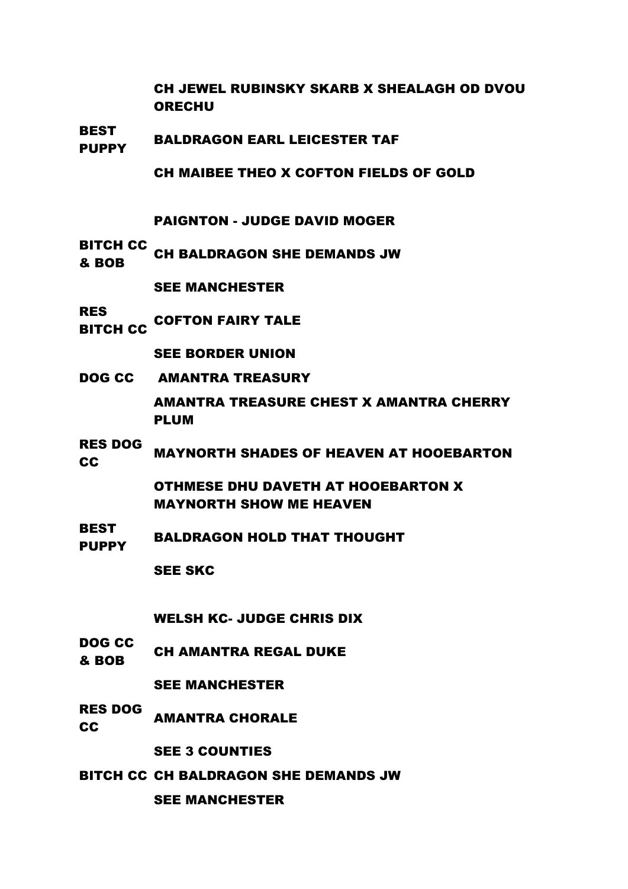| | |
|---|---|
| | CH JEWEL RUBINSKY SKARB X SHEALAGH OD DVOU ORECHU |
| BEST PUPPY | BALDRAGON EARL LEICESTER TAF |
| | CH MAIBEE THEO X COFTON FIELDS OF GOLD |

**PAIGNTON - JUDGE DAVID MOGER**

| | |
|---|---|
| BITCH CC & BOB | CH BALDRAGON SHE DEMANDS JW |
| | SEE MANCHESTER |
| RES BITCH CC | COFTON FAIRY TALE |
| | SEE BORDER UNION |
| DOG CC | AMANTRA TREASURY |
| | AMANTRA TREASURE CHEST X AMANTRA CHERRY PLUM |
| RES DOG CC | MAYNORTH SHADES OF HEAVEN AT HOOEBARTON |
| | OTHMESE DHU DAVETH AT HOOEBARTON X MAYNORTH SHOW ME HEAVEN |
| BEST PUPPY | BALDRAGON HOLD THAT THOUGHT |
| | SEE SKC |

**WELSH KC- JUDGE CHRIS DIX**

| | |
|---|---|
| DOG CC & BOB | CH AMANTRA REGAL DUKE |
| | SEE MANCHESTER |
| RES DOG CC | AMANTRA CHORALE |
| | SEE 3 COUNTIES |
| BITCH CC | CH BALDRAGON SHE DEMANDS JW |
| | SEE MANCHESTER |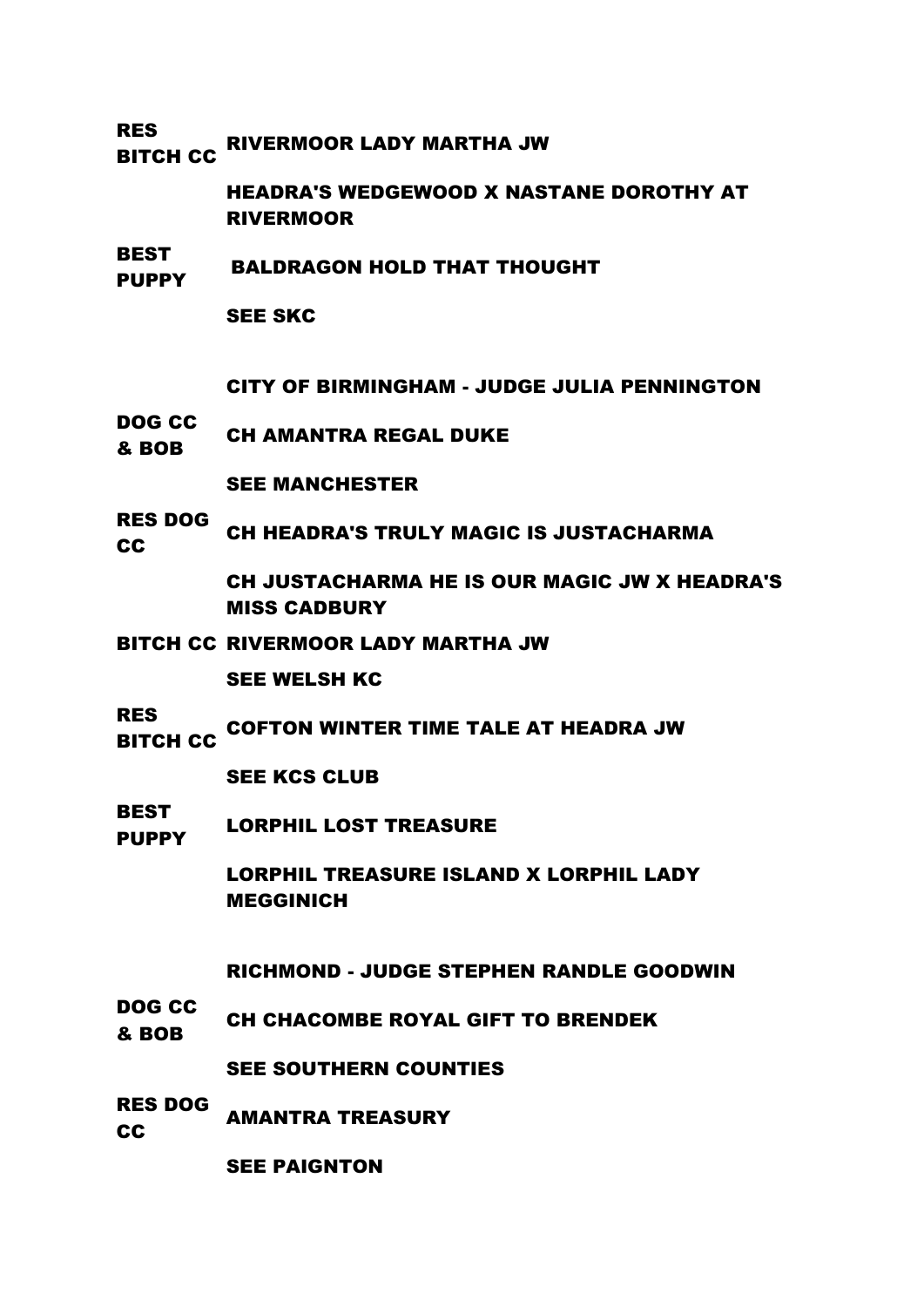| | |
|---|---|
| **RES BITCH CC** | **RIVERMOOR LADY MARTHA JW** |
| | **HEADRA'S WEDGEWOOD X NASTANE DOROTHY AT RIVERMOOR** |
| **BEST PUPPY** | **BALDRAGON HOLD THAT THOUGHT** |
| | **SEE SKC** |

**CITY OF BIRMINGHAM - JUDGE JULIA PENNINGTON**

| | |
|---|---|
| **DOG CC & BOB** | **CH AMANTRA REGAL DUKE** |
| | **SEE MANCHESTER** |
| **RES DOG CC** | **CH HEADRA'S TRULY MAGIC IS JUSTACHARMA** |
| | **CH JUSTACHARMA HE IS OUR MAGIC JW X HEADRA'S MISS CADBURY** |
| **BITCH CC** | **RIVERMOOR LADY MARTHA JW** |
| | **SEE WELSH KC** |
| **RES BITCH CC** | **COFTON WINTER TIME TALE AT HEADRA JW** |
| | **SEE KCS CLUB** |
| **BEST PUPPY** | **LORPHIL LOST TREASURE** |
| | **LORPHIL TREASURE ISLAND X LORPHIL LADY MEGGINICH** |

**RICHMOND - JUDGE STEPHEN RANDLE GOODWIN**

| | |
|---|---|
| **DOG CC & BOB** | **CH CHACOMBE ROYAL GIFT TO BRENDEK** |
| | **SEE SOUTHERN COUNTIES** |
| **RES DOG CC** | **AMANTRA TREASURY** |
| | **SEE PAIGNTON** |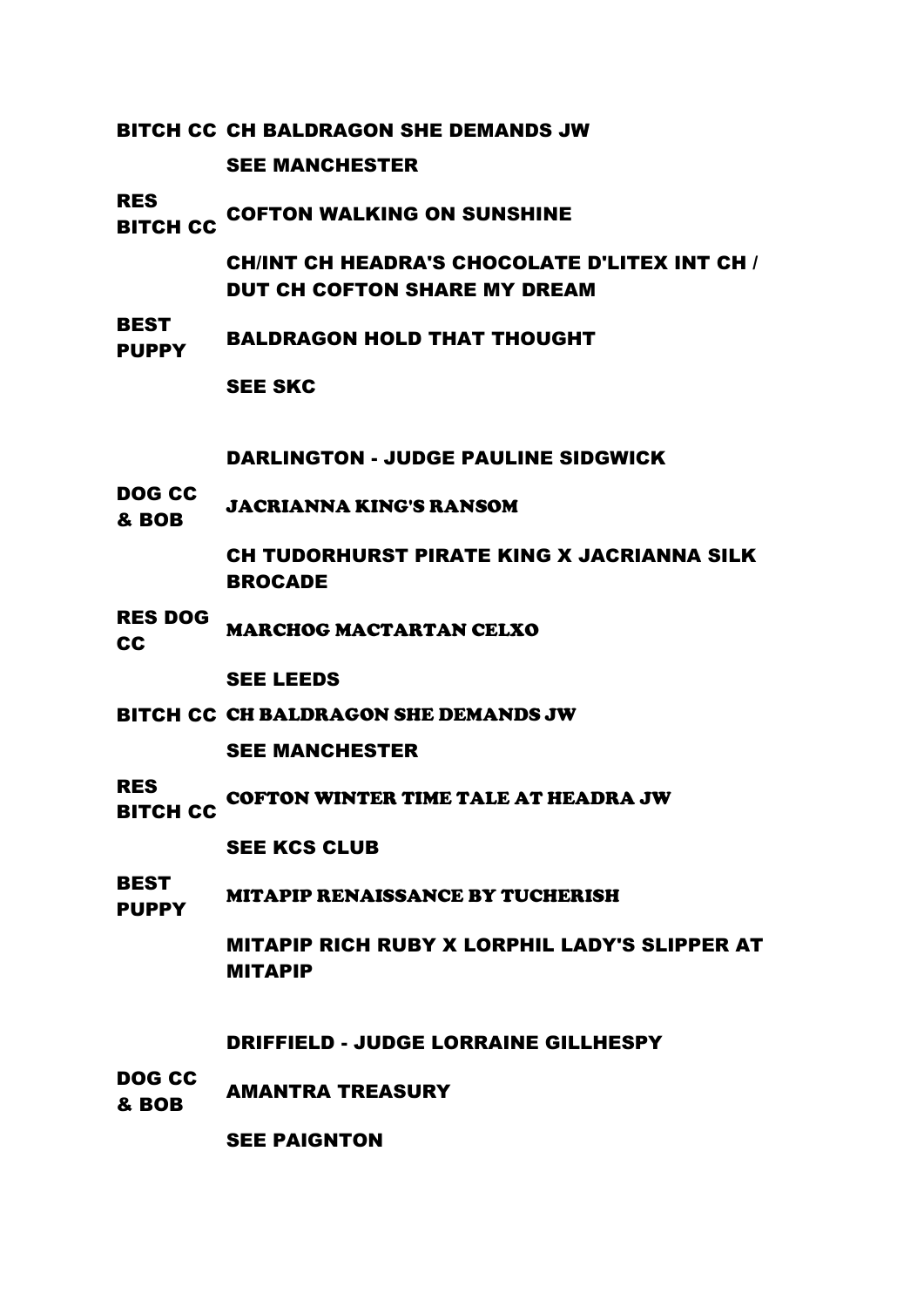| | |
|---|---|
| BITCH CC | CH BALDRAGON SHE DEMANDS JW |
| | SEE MANCHESTER |
| RES BITCH CC | COFTON WALKING ON SUNSHINE |
| | CH/INT CH HEADRA'S CHOCOLATE D'LITEX INT CH / DUT CH COFTON SHARE MY DREAM |
| BEST PUPPY | BALDRAGON HOLD THAT THOUGHT |
| | SEE SKC |

### DARLINGTON - JUDGE PAULINE SIDGWICK

| | |
|---|---|
| DOG CC & BOB | JACRIANNA KING'S RANSOM |
| | CH TUDORHURST PIRATE KING X JACRIANNA SILK BROCADE |
| RES DOG CC | MARCHOG MACTARTAN CELXO |
| | SEE LEEDS |
| BITCH CC | CH BALDRAGON SHE DEMANDS JW |
| | SEE MANCHESTER |
| RES BITCH CC | COFTON WINTER TIME TALE AT HEADRA JW |
| | SEE KCS CLUB |
| BEST PUPPY | MITAPIP RENAISSANCE BY TUCHERISH |
| | MITAPIP RICH RUBY X LORPHIL LADY'S SLIPPER AT MITAPIP |

### DRIFFIELD - JUDGE LORRAINE GILLHESPY

| | |
|---|---|
| DOG CC & BOB | AMANTRA TREASURY |
| | SEE PAIGNTON |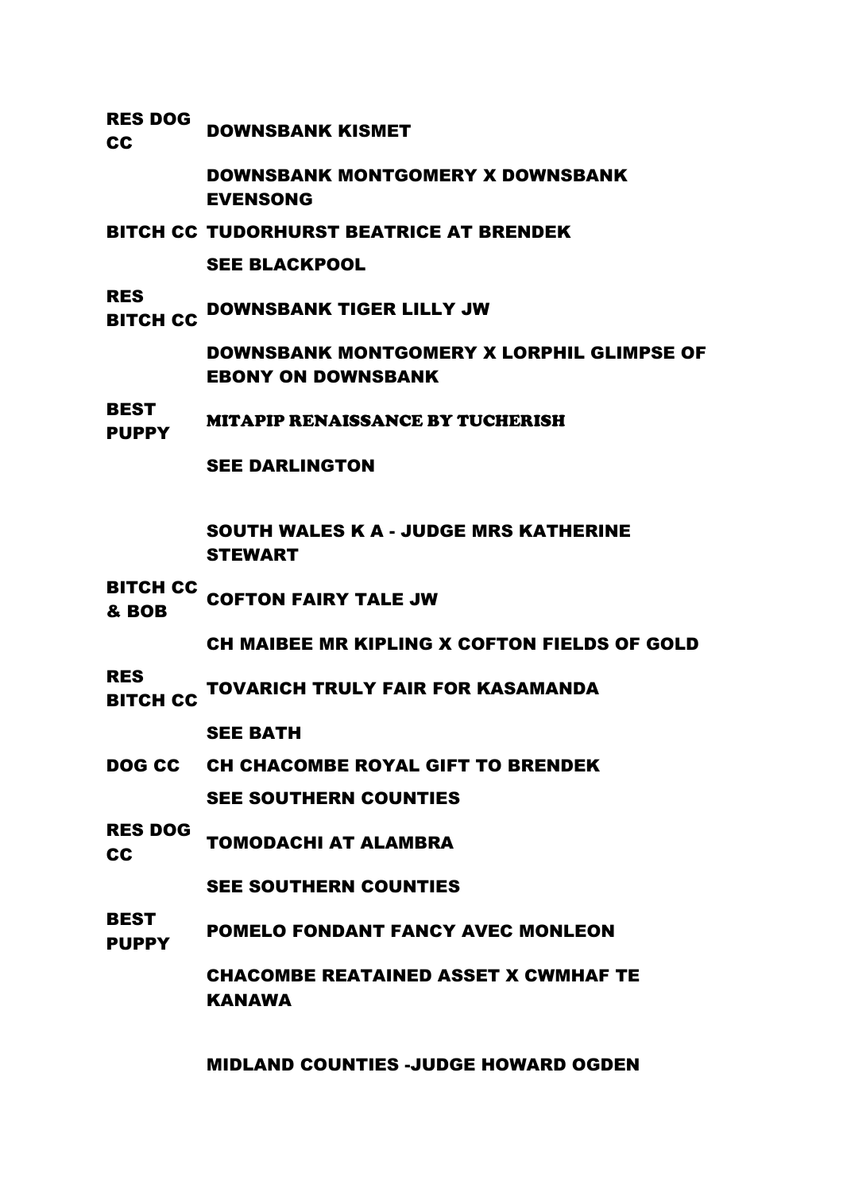| | |
|---|---|
| RES DOG CC | DOWNSBANK KISMET |
| | DOWNSBANK MONTGOMERY X DOWNSBANK EVENSONG |
| BITCH CC | TUDORHURST BEATRICE AT BRENDEK |
| | SEE BLACKPOOL |
| RES BITCH CC | DOWNSBANK TIGER LILLY JW |
| | DOWNSBANK MONTGOMERY X LORPHIL GLIMPSE OF EBONY ON DOWNSBANK |
| BEST PUPPY | MITAPIP RENAISSANCE BY TUCHERISH |
| | SEE DARLINGTON |

**SOUTH WALES K A - JUDGE MRS KATHERINE STEWART**

| | |
|---|---|
| BITCH CC & BOB | COFTON FAIRY TALE JW |
| | CH MAIBEE MR KIPLING X COFTON FIELDS OF GOLD |
| RES BITCH CC | TOVARICH TRULY FAIR FOR KASAMANDA |
| | SEE BATH |
| DOG CC | CH CHACOMBE ROYAL GIFT TO BRENDEK |
| | SEE SOUTHERN COUNTIES |
| RES DOG CC | TOMODACHI AT ALAMBRA |
| | SEE SOUTHERN COUNTIES |
| BEST PUPPY | POMELO FONDANT FANCY AVEC MONLEON |
| | CHACOMBE REATAINED ASSET X CWMHAF TE KANAWA |

**MIDLAND COUNTIES -JUDGE HOWARD OGDEN**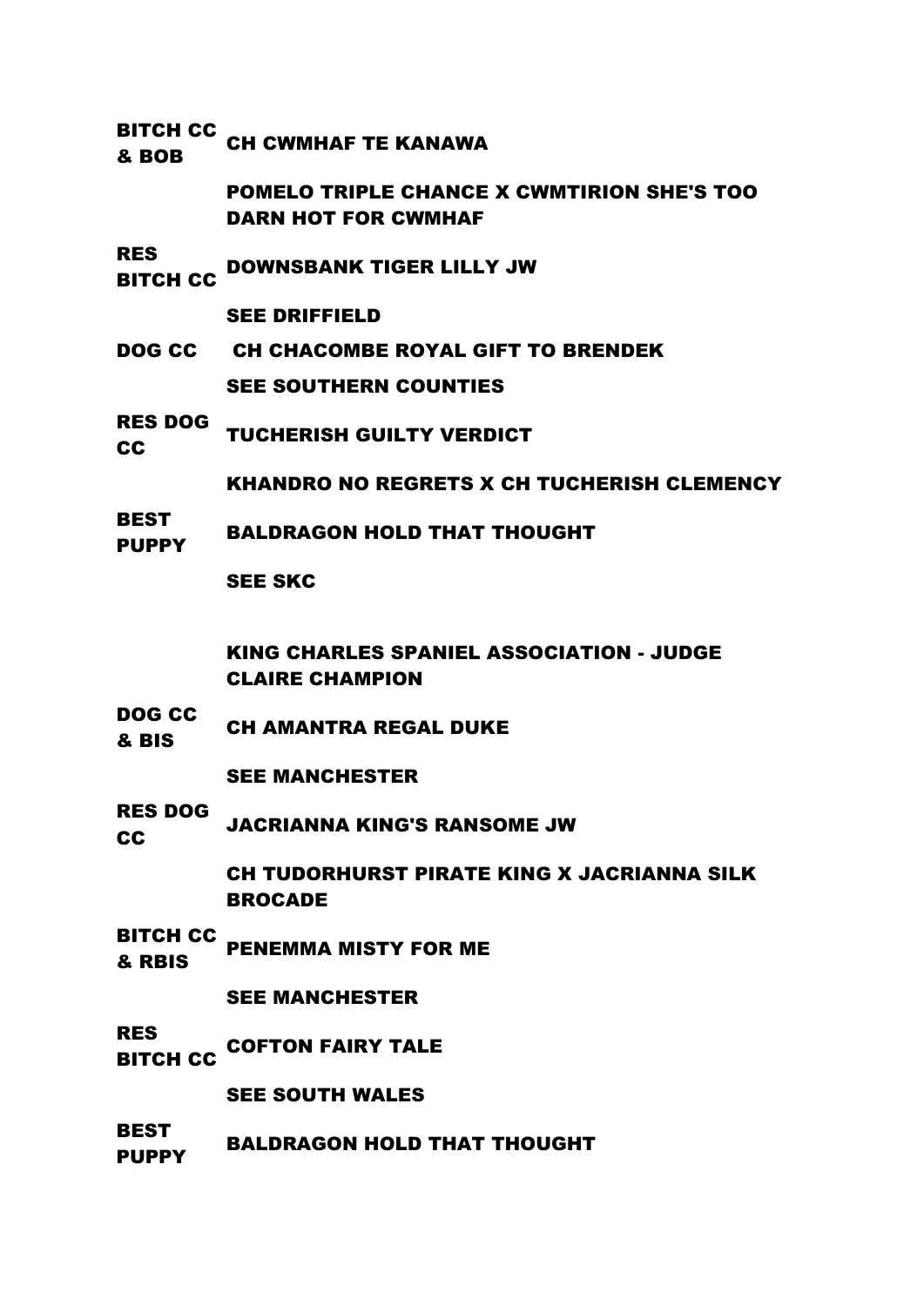| | |
|---|---|
| BITCH CC & BOB | CH CWMHAF TE KANAWA |
| | POMELO TRIPLE CHANCE X CWMTIRION SHE'S TOO DARN HOT FOR CWMHAF |
| RES BITCH CC | DOWNSBANK TIGER LILLY JW |
| | SEE DRIFFIELD |
| DOG CC | CH CHACOMBE ROYAL GIFT TO BRENDEK |
| | SEE SOUTHERN COUNTIES |
| RES DOG CC | TUCHERISH GUILTY VERDICT |
| | KHANDRO NO REGRETS X CH TUCHERISH CLEMENCY |
| BEST PUPPY | BALDRAGON HOLD THAT THOUGHT |
| | SEE SKC |

**KING CHARLES SPANIEL ASSOCIATION - JUDGE CLAIRE CHAMPION**

| | |
|---|---|
| DOG CC & BIS | CH AMANTRA REGAL DUKE |
| | SEE MANCHESTER |
| RES DOG CC | JACRIANNA KING'S RANSOME JW |
| | CH TUDORHURST PIRATE KING X JACRIANNA SILK BROCADE |
| BITCH CC & RBIS | PENEMMA MISTY FOR ME |
| | SEE MANCHESTER |
| RES BITCH CC | COFTON FAIRY TALE |
| | SEE SOUTH WALES |
| BEST PUPPY | BALDRAGON HOLD THAT THOUGHT |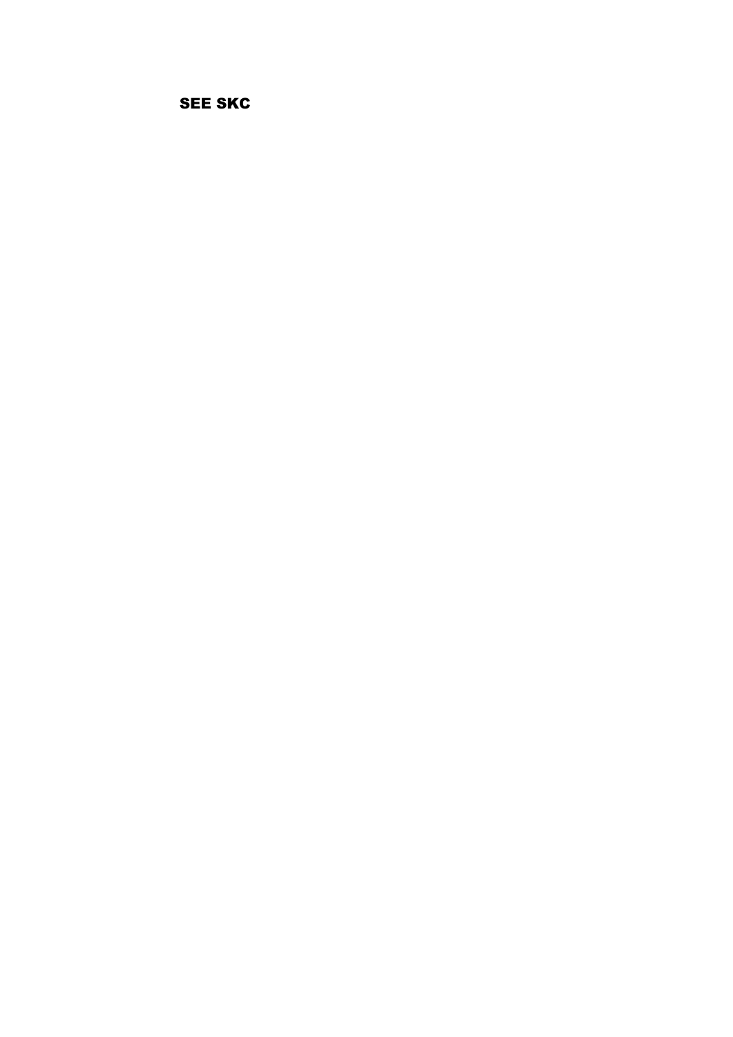**SEE SKC**